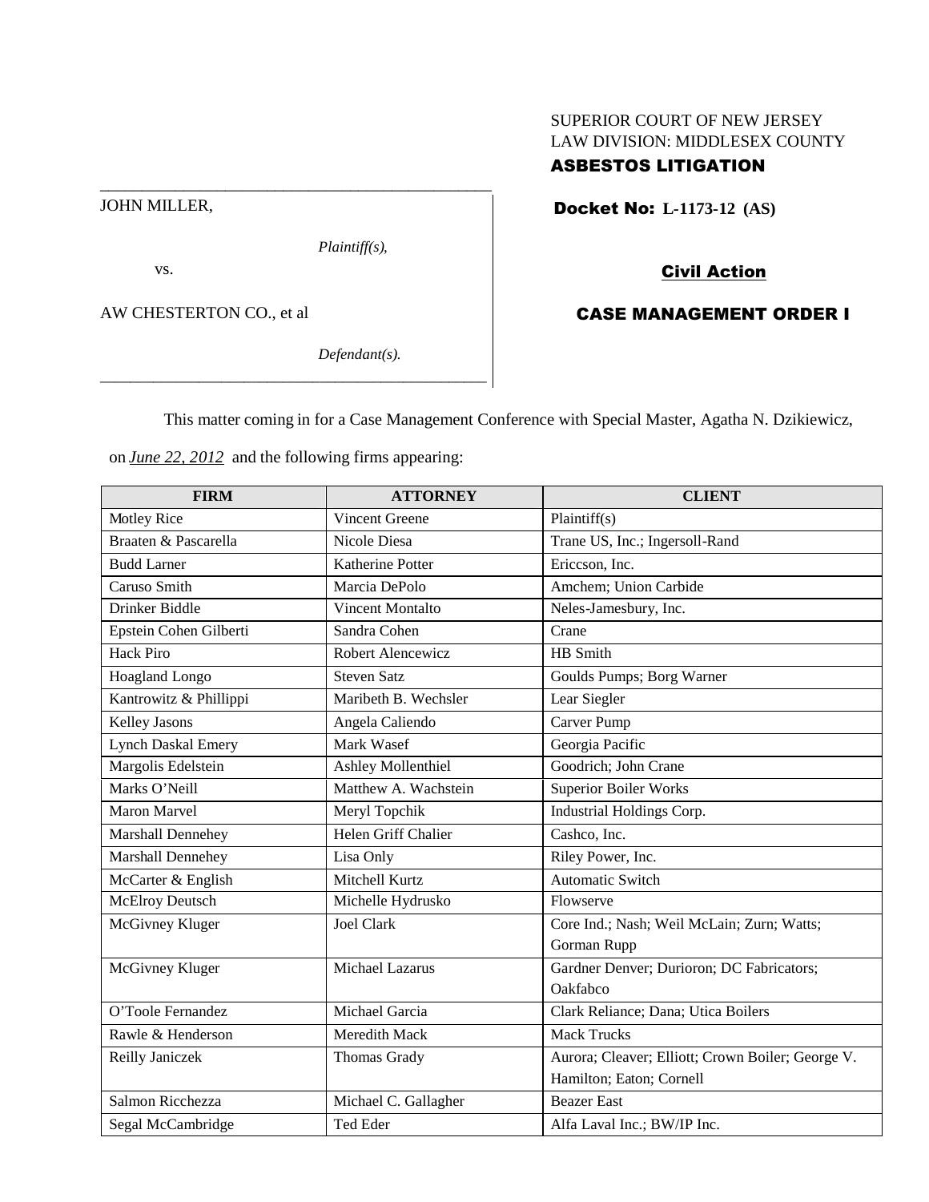SUPERIOR COURT OF NEW JERSEY
LAW DIVISION: MIDDLESEX COUNTY

**ASBESTOS LITIGATION**

JOHN MILLER,

*Plaintiff(s),*

vs.

AW CHESTERTON CO., et al

*Defendant(s).*

**Docket No: L-1173-12 (AS)**

**Civil Action**

**CASE MANAGEMENT ORDER I**

This matter coming in for a Case Management Conference with Special Master, Agatha N. Dzikiewicz, on *June 22, 2012* and the following firms appearing:

| FIRM | ATTORNEY | CLIENT |
|---|---|---|
| Motley Rice | Vincent Greene | Plaintiff(s) |
| Braaten & Pascarella | Nicole Diesa | Trane US, Inc.; Ingersoll-Rand |
| Budd Larner | Katherine Potter | Ericcson, Inc. |
| Caruso Smith | Marcia DePolo | Amchem; Union Carbide |
| Drinker Biddle | Vincent Montalto | Neles-Jamesbury, Inc. |
| Epstein Cohen Gilberti | Sandra Cohen | Crane |
| Hack Piro | Robert Alencewicz | HB Smith |
| Hoagland Longo | Steven Satz | Goulds Pumps; Borg Warner |
| Kantrowitz & Phillippi | Maribeth B. Wechsler | Lear Siegler |
| Kelley Jasons | Angela Caliendo | Carver Pump |
| Lynch Daskal Emery | Mark Wasef | Georgia Pacific |
| Margolis Edelstein | Ashley Mollenthiel | Goodrich; John Crane |
| Marks O'Neill | Matthew A. Wachstein | Superior Boiler Works |
| Maron Marvel | Meryl Topchik | Industrial Holdings Corp. |
| Marshall Dennehey | Helen Griff Chalier | Cashco, Inc. |
| Marshall Dennehey | Lisa Only | Riley Power, Inc. |
| McCarter & English | Mitchell Kurtz | Automatic Switch |
| McElroy Deutsch | Michelle Hydrusko | Flowserve |
| McGivney Kluger | Joel Clark | Core Ind.; Nash; Weil McLain; Zurn; Watts; Gorman Rupp |
| McGivney Kluger | Michael Lazarus | Gardner Denver; Durioron; DC Fabricators; Oakfabco |
| O'Toole Fernandez | Michael Garcia | Clark Reliance; Dana; Utica Boilers |
| Rawle & Henderson | Meredith Mack | Mack Trucks |
| Reilly Janiczek | Thomas Grady | Aurora; Cleaver; Elliott; Crown Boiler; George V. Hamilton; Eaton; Cornell |
| Salmon Ricchezza | Michael C. Gallagher | Beazer East |
| Segal McCambridge | Ted Eder | Alfa Laval Inc.; BW/IP Inc. |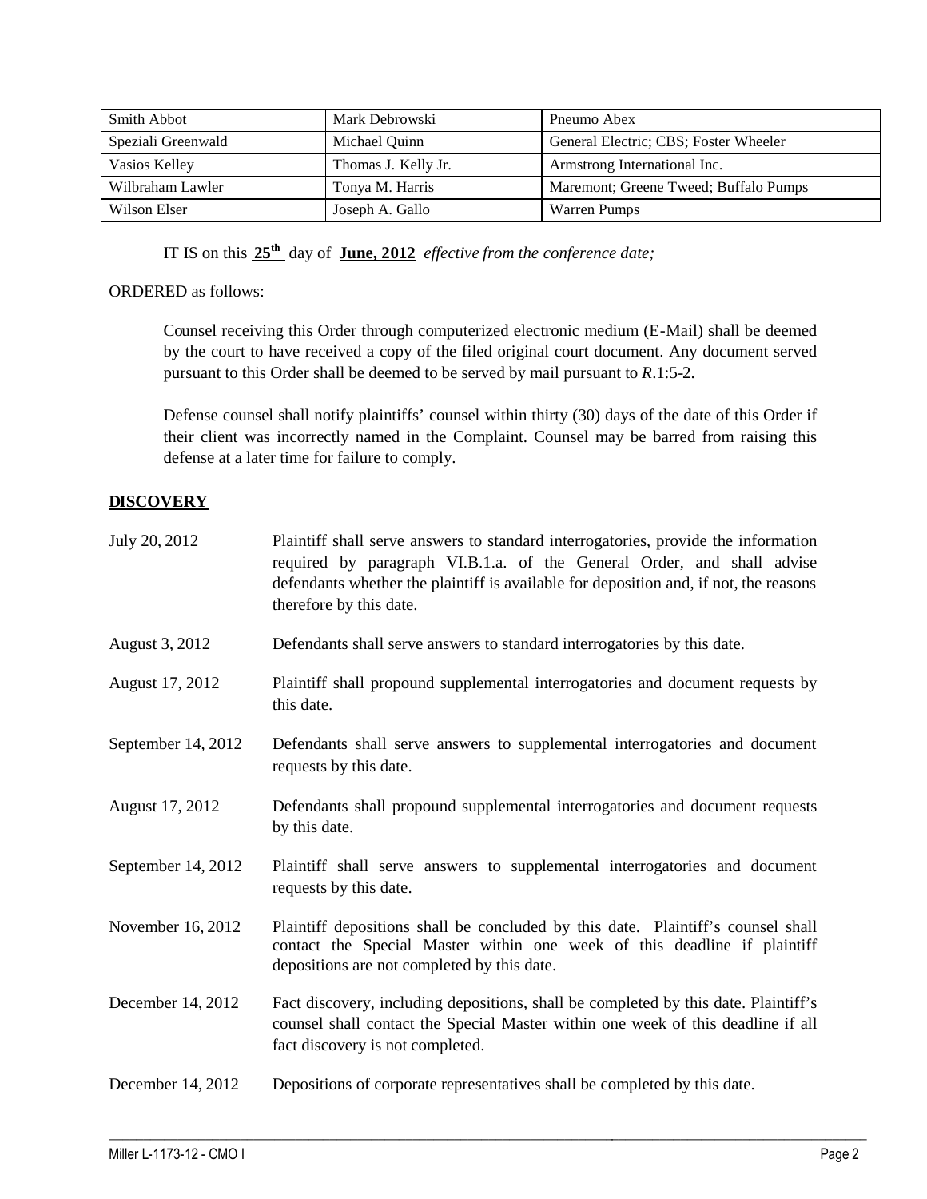| Smith Abbot | Mark Debrowski | Pneumo Abex |
|---|---|---|
| Speziali Greenwald | Michael Quinn | General Electric; CBS; Foster Wheeler |
| Vasios Kelley | Thomas J. Kelly Jr. | Armstrong International Inc. |
| Wilbraham Lawler | Tonya M. Harris | Maremont; Greene Tweed; Buffalo Pumps |
| Wilson Elser | Joseph A. Gallo | Warren Pumps |

IT IS on this **25th** day of **June, 2012** *effective from the conference date;*

ORDERED as follows:

Counsel receiving this Order through computerized electronic medium (E-Mail) shall be deemed by the court to have received a copy of the filed original court document. Any document served pursuant to this Order shall be deemed to be served by mail pursuant to *R*.1:5-2.

Defense counsel shall notify plaintiffs' counsel within thirty (30) days of the date of this Order if their client was incorrectly named in the Complaint. Counsel may be barred from raising this defense at a later time for failure to comply.

## DISCOVERY

| | |
|---|---|
| July 20, 2012 | Plaintiff shall serve answers to standard interrogatories, provide the information required by paragraph VI.B.1.a. of the General Order, and shall advise defendants whether the plaintiff is available for deposition and, if not, the reasons therefore by this date. |
| August 3, 2012 | Defendants shall serve answers to standard interrogatories by this date. |
| August 17, 2012 | Plaintiff shall propound supplemental interrogatories and document requests by this date. |
| September 14, 2012 | Defendants shall serve answers to supplemental interrogatories and document requests by this date. |
| August 17, 2012 | Defendants shall propound supplemental interrogatories and document requests by this date. |
| September 14, 2012 | Plaintiff shall serve answers to supplemental interrogatories and document requests by this date. |
| November 16, 2012 | Plaintiff depositions shall be concluded by this date. Plaintiff's counsel shall contact the Special Master within one week of this deadline if plaintiff depositions are not completed by this date. |
| December 14, 2012 | Fact discovery, including depositions, shall be completed by this date. Plaintiff's counsel shall contact the Special Master within one week of this deadline if all fact discovery is not completed. |
| December 14, 2012 | Depositions of corporate representatives shall be completed by this date. |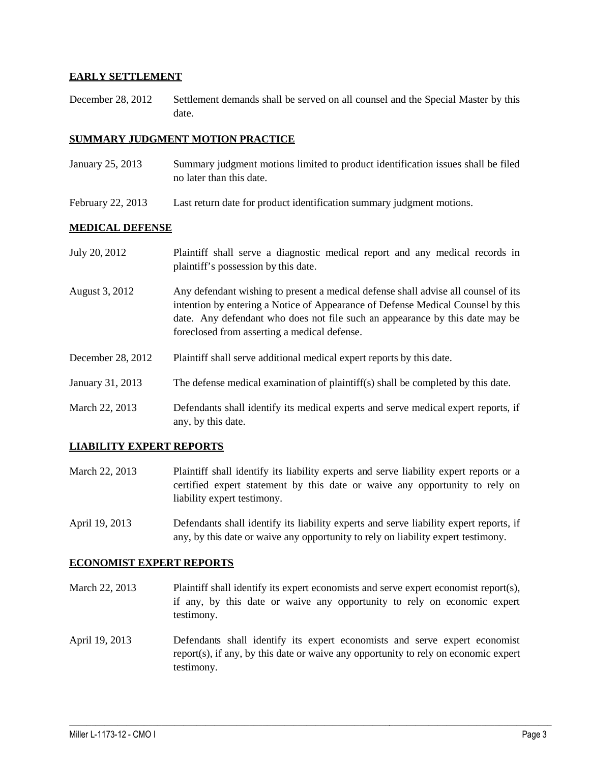**EARLY SETTLEMENT**

December 28, 2012 Settlement demands shall be served on all counsel and the Special Master by this date.

**SUMMARY JUDGMENT MOTION PRACTICE**

January 25, 2013 Summary judgment motions limited to product identification issues shall be filed no later than this date.

February 22, 2013 Last return date for product identification summary judgment motions.

**MEDICAL DEFENSE**

July 20, 2012 Plaintiff shall serve a diagnostic medical report and any medical records in plaintiff's possession by this date.

August 3, 2012 Any defendant wishing to present a medical defense shall advise all counsel of its intention by entering a Notice of Appearance of Defense Medical Counsel by this date. Any defendant who does not file such an appearance by this date may be foreclosed from asserting a medical defense.

December 28, 2012 Plaintiff shall serve additional medical expert reports by this date.

January 31, 2013 The defense medical examination of plaintiff(s) shall be completed by this date.

March 22, 2013 Defendants shall identify its medical experts and serve medical expert reports, if any, by this date.

**LIABILITY EXPERT REPORTS**

March 22, 2013 Plaintiff shall identify its liability experts and serve liability expert reports or a certified expert statement by this date or waive any opportunity to rely on liability expert testimony.

April 19, 2013 Defendants shall identify its liability experts and serve liability expert reports, if any, by this date or waive any opportunity to rely on liability expert testimony.

**ECONOMIST EXPERT REPORTS**

March 22, 2013 Plaintiff shall identify its expert economists and serve expert economist report(s), if any, by this date or waive any opportunity to rely on economic expert testimony.

April 19, 2013 Defendants shall identify its expert economists and serve expert economist report(s), if any, by this date or waive any opportunity to rely on economic expert testimony.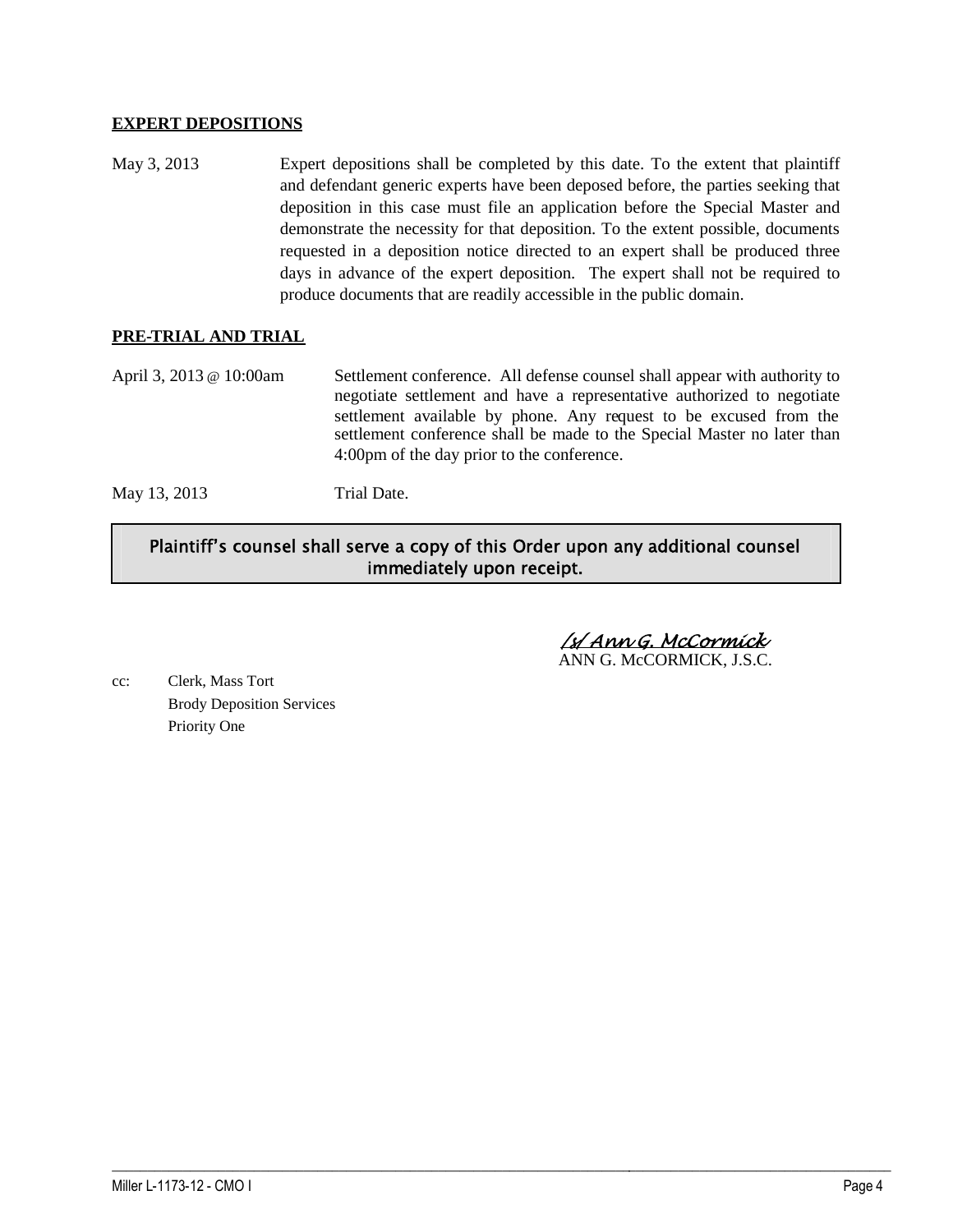**EXPERT DEPOSITIONS**

| | |
|---|---|
| May 3, 2013 | Expert depositions shall be completed by this date. To the extent that plaintiff and defendant generic experts have been deposed before, the parties seeking that deposition in this case must file an application before the Special Master and demonstrate the necessity for that deposition. To the extent possible, documents requested in a deposition notice directed to an expert shall be produced three days in advance of the expert deposition. The expert shall not be required to produce documents that are readily accessible in the public domain. |

**PRE-TRIAL AND TRIAL**

| | |
|---|---|
| April 3, 2013 @ 10:00am | Settlement conference. All defense counsel shall appear with authority to negotiate settlement and have a representative authorized to negotiate settlement available by phone. Any request to be excused from the settlement conference shall be made to the Special Master no later than 4:00pm of the day prior to the conference. |
| May 13, 2013 | Trial Date. |

**Plaintiff's counsel shall serve a copy of this Order upon any additional counsel immediately upon receipt.**

*/s/ Ann G. McCormick*
ANN G. McCORMICK, J.S.C.

cc: Clerk, Mass Tort
Brody Deposition Services
Priority One